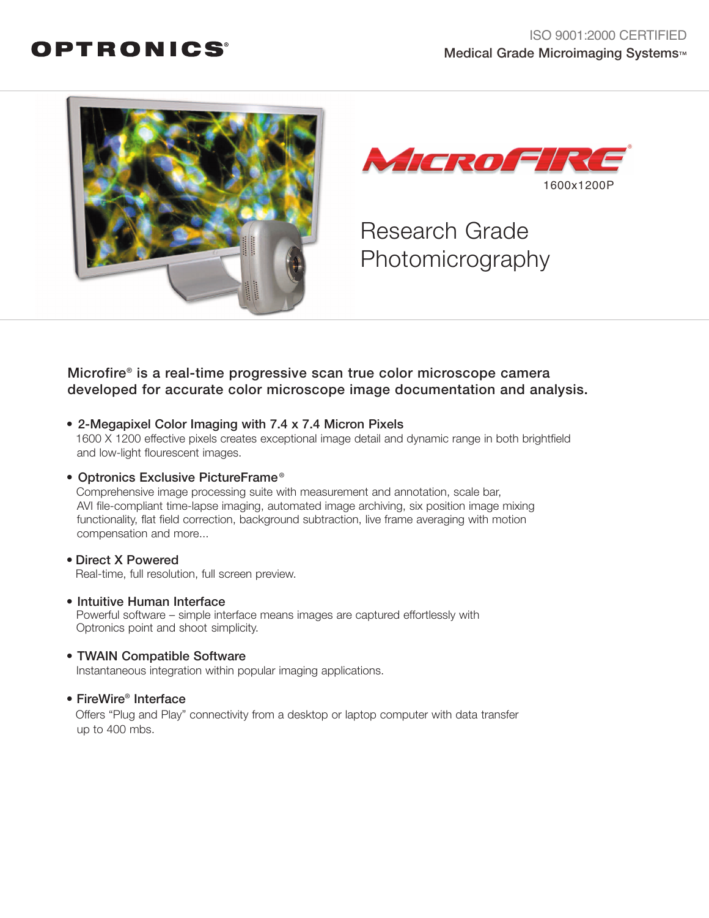OPTRONICS®

ISO 9001:2000 CERTIFIED
Medical Grade Microimaging Systems™

# MicroFIRE®

1600x1200P

## Research Grade Photomicrography

**Microfire® is a real-time progressive scan true color microscope camera developed for accurate color microscope image documentation and analysis.**

- **2-Megapixel Color Imaging with 7.4 x 7.4 Micron Pixels**
  1600 X 1200 effective pixels creates exceptional image detail and dynamic range in both brightfield and low-light flourescent images.

- **Optronics Exclusive PictureFrame®**
  Comprehensive image processing suite with measurement and annotation, scale bar, AVI file-compliant time-lapse imaging, automated image archiving, six position image mixing functionality, flat field correction, background subtraction, live frame averaging with motion compensation and more...

- **Direct X Powered**
  Real-time, full resolution, full screen preview.

- **Intuitive Human Interface**
  Powerful software – simple interface means images are captured effortlessly with Optronics point and shoot simplicity.

- **TWAIN Compatible Software**
  Instantaneous integration within popular imaging applications.

- **FireWire® Interface**
  Offers "Plug and Play" connectivity from a desktop or laptop computer with data transfer up to 400 mbs.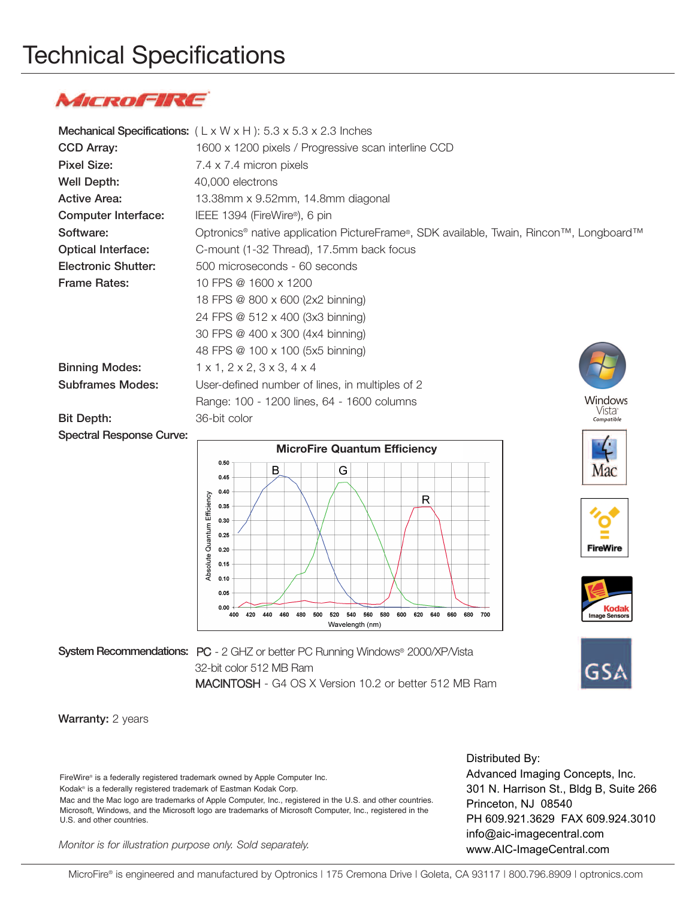# Technical Specifications

## MicroFIRE

**Mechanical Specifications:** ( L x W x H ): 5.3 x 5.3 x 2.3 Inches

**CCD Array:** 1600 x 1200 pixels / Progressive scan interline CCD

**Pixel Size:** 7.4 x 7.4 micron pixels

**Well Depth:** 40,000 electrons

**Active Area:** 13.38mm x 9.52mm, 14.8mm diagonal

**Computer Interface:** IEEE 1394 (FireWire®), 6 pin

**Software:** Optronics® native application PictureFrame®, SDK available, Twain, Rincon™, Longboard™

**Optical Interface:** C-mount (1-32 Thread), 17.5mm back focus

**Electronic Shutter:** 500 microseconds - 60 seconds

**Frame Rates:**
10 FPS @ 1600 x 1200
18 FPS @ 800 x 600 (2x2 binning)
24 FPS @ 512 x 400 (3x3 binning)
30 FPS @ 400 x 300 (4x4 binning)
48 FPS @ 100 x 100 (5x5 binning)

**Binning Modes:** 1 x 1, 2 x 2, 3 x 3, 4 x 4

**Subframes Modes:** User-defined number of lines, in multiples of 2
Range: 100 - 1200 lines, 64 - 1600 columns

**Bit Depth:** 36-bit color

**Spectral Response Curve:**

MicroFire Quantum Efficiency

B
G
R

Absolute Quantum Efficiency
0.00
0.05
0.10
0.15
0.20
0.25
0.30
0.35
0.40
0.45
0.50

Wavelength (nm)
400 420 440 460 480 500 520 540 560 580 600 620 640 660 680 700

Windows Vista Compatible

Mac

FireWire

Kodak Image Sensors

GSA

**System Recommendations:** PC - 2 GHZ or better PC Running Windows® 2000/XP/Vista
32-bit color 512 MB Ram
MACINTOSH - G4 OS X Version 10.2 or better 512 MB Ram

**Warranty:** 2 years

FireWire® is a federally registered trademark owned by Apple Computer Inc.
Kodak® is a federally registered trademark of Eastman Kodak Corp.
Mac and the Mac logo are trademarks of Apple Computer, Inc., registered in the U.S. and other countries.
Microsoft, Windows, and the Microsoft logo are trademarks of Microsoft Computer, Inc., registered in the U.S. and other countries.

*Monitor is for illustration purpose only. Sold separately.*

Distributed By:
Advanced Imaging Concepts, Inc.
301 N. Harrison St., Bldg B, Suite 266
Princeton, NJ 08540
PH 609.921.3629 FAX 609.924.3010
info@aic-imagecentral.com
www.AIC-ImageCentral.com

MicroFire® is engineered and manufactured by Optronics | 175 Cremona Drive | Goleta, CA 93117 | 800.796.8909 | optronics.com